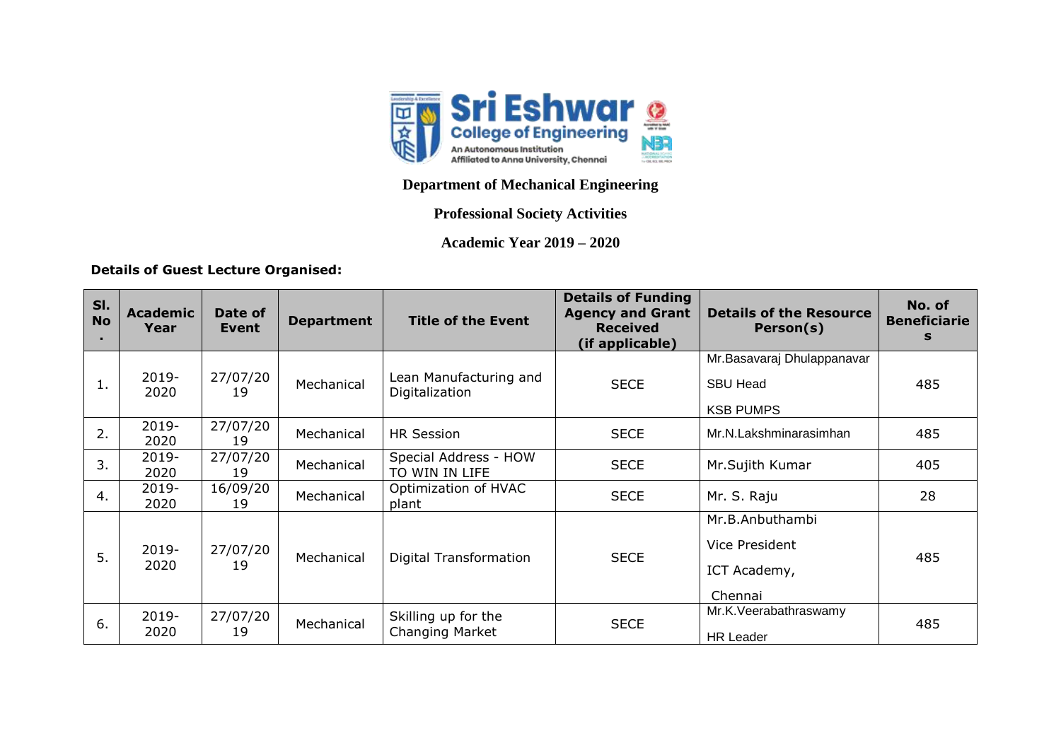**Department of Mechanical Engineering**

**Professional Society Activities**

**Academic Year 2019 – 2020**

**Details of Guest Lecture Organised:**

| Sl. No. | Academic Year | Date of Event | Department | Title of the Event | Details of Funding Agency and Grant Received (if applicable) | Details of the Resource Person(s) | No. of Beneficiaries |
|---|---|---|---|---|---|---|---|
| 1. | 2019-2020 | 27/07/2019 | Mechanical | Lean Manufacturing and Digitalization | SECE | Mr.Basavaraj Dhulappanavar SBU Head KSB PUMPS | 485 |
| 2. | 2019-2020 | 27/07/2019 | Mechanical | HR Session | SECE | Mr.N.Lakshminarasimhan | 485 |
| 3. | 2019-2020 | 27/07/2019 | Mechanical | Special Address - HOW TO WIN IN LIFE | SECE | Mr.Sujith Kumar | 405 |
| 4. | 2019-2020 | 16/09/2019 | Mechanical | Optimization of HVAC plant | SECE | Mr. S. Raju | 28 |
| 5. | 2019-2020 | 27/07/2019 | Mechanical | Digital Transformation | SECE | Mr.B.Anbuthambi Vice President ICT Academy, Chennai | 485 |
| 6. | 2019-2020 | 27/07/2019 | Mechanical | Skilling up for the Changing Market | SECE | Mr.K.Veerabathraswamy HR Leader | 485 |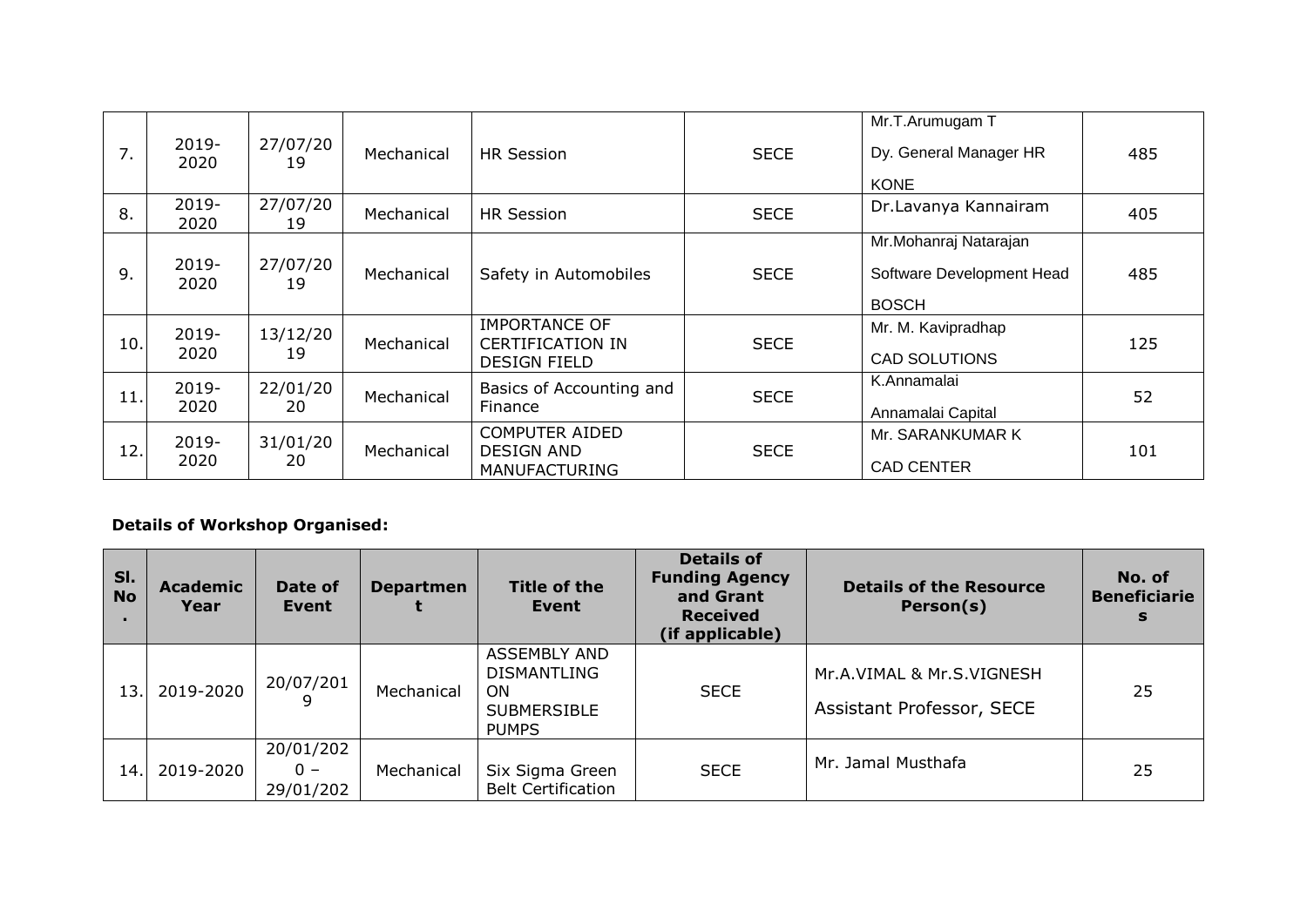| | | | | | | | |
|---|---|---|---|---|---|---|---|
| 7. | 2019-2020 | 27/07/2019 | Mechanical | HR Session | SECE | Mr.T.Arumugam T<br>Dy. General Manager HR<br>KONE | 485 |
| 8. | 2019-2020 | 27/07/2019 | Mechanical | HR Session | SECE | Dr.Lavanya Kannairam | 405 |
| 9. | 2019-2020 | 27/07/2019 | Mechanical | Safety in Automobiles | SECE | Mr.Mohanraj Natarajan<br>Software Development Head<br>BOSCH | 485 |
| 10. | 2019-2020 | 13/12/2019 | Mechanical | IMPORTANCE OF CERTIFICATION IN DESIGN FIELD | SECE | Mr. M. Kavipradhap<br>CAD SOLUTIONS | 125 |
| 11. | 2019-2020 | 22/01/2020 | Mechanical | Basics of Accounting and Finance | SECE | K.Annamalai<br>Annamalai Capital | 52 |
| 12. | 2019-2020 | 31/01/2020 | Mechanical | COMPUTER AIDED DESIGN AND MANUFACTURING | SECE | Mr. SARANKUMAR K<br>CAD CENTER | 101 |

**Details of Workshop Organised:**

| Sl. No. | Academic Year | Date of Event | Department | Title of the Event | Details of Funding Agency and Grant Received (if applicable) | Details of the Resource Person(s) | No. of Beneficiaries |
|---|---|---|---|---|---|---|---|
| 13. | 2019-2020 | 20/07/2019 | Mechanical | ASSEMBLY AND DISMANTLING ON SUBMERSIBLE PUMPS | SECE | Mr.A.VIMAL & Mr.S.VIGNESH<br>Assistant Professor, SECE | 25 |
| 14. | 2019-2020 | 20/01/2020 – 29/01/202 | Mechanical | Six Sigma Green Belt Certification | SECE | Mr. Jamal Musthafa | 25 |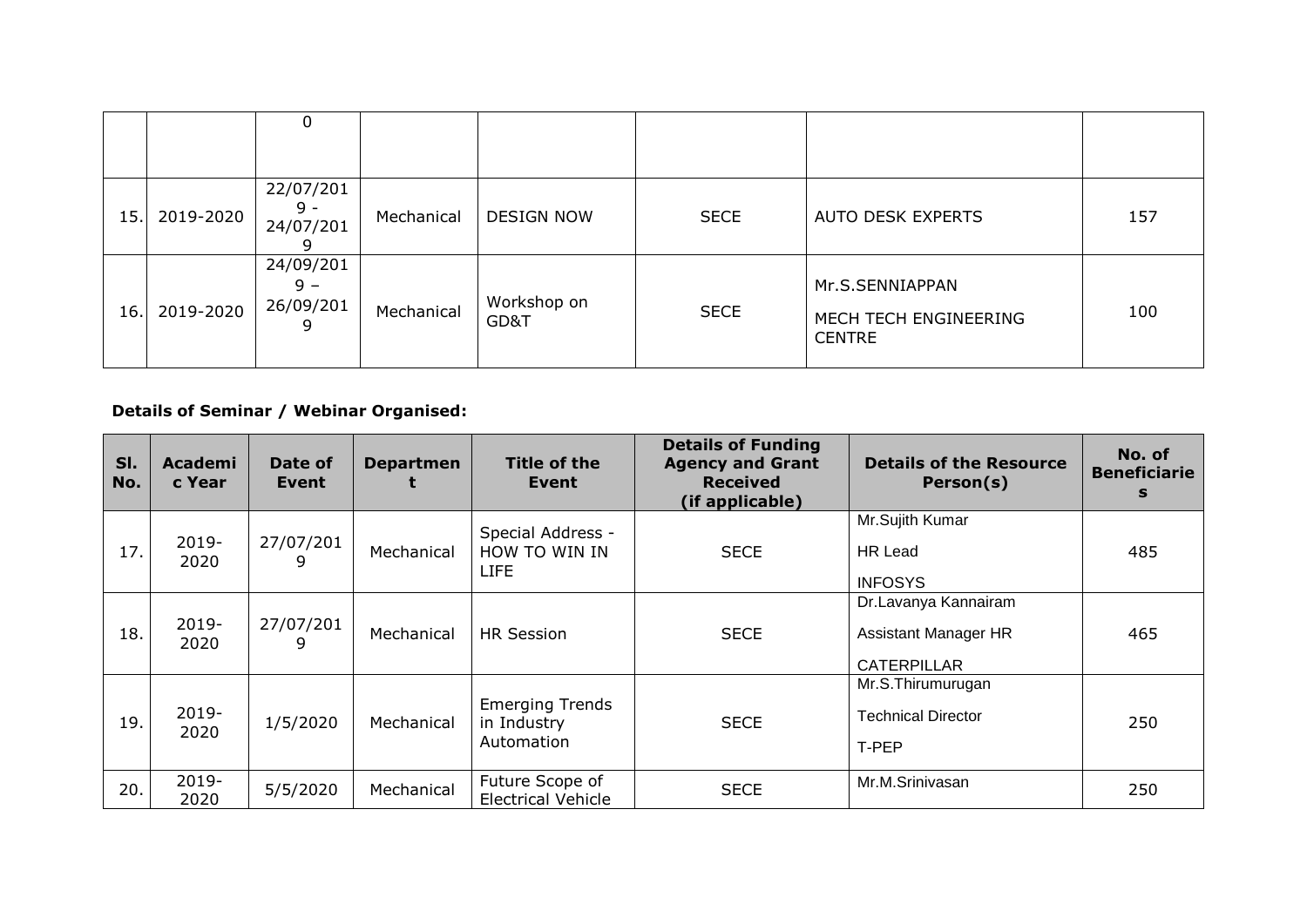|  |  | 0 |  |  |  |  |  |
|---|---|---|---|---|---|---|---|
| 15. | 2019-2020 | 22/07/2019 - 24/07/2019 | Mechanical | DESIGN NOW | SECE | AUTO DESK EXPERTS | 157 |
| 16. | 2019-2020 | 24/09/2019 – 26/09/2019 | Mechanical | Workshop on GD&T | SECE | Mr.S.SENNIAPPAN MECH TECH ENGINEERING CENTRE | 100 |

**Details of Seminar / Webinar Organised:**

| Sl. No. | Academic Year | Date of Event | Department | Title of the Event | Details of Funding Agency and Grant Received (if applicable) | Details of the Resource Person(s) | No. of Beneficiaries |
|---|---|---|---|---|---|---|---|
| 17. | 2019-2020 | 27/07/2019 | Mechanical | Special Address - HOW TO WIN IN LIFE | SECE | Mr.Sujith Kumar HR Lead INFOSYS | 485 |
| 18. | 2019-2020 | 27/07/2019 | Mechanical | HR Session | SECE | Dr.Lavanya Kannairam Assistant Manager HR CATERPILLAR | 465 |
| 19. | 2019-2020 | 1/5/2020 | Mechanical | Emerging Trends in Industry Automation | SECE | Mr.S.Thirumurugan Technical Director T-PEP | 250 |
| 20. | 2019-2020 | 5/5/2020 | Mechanical | Future Scope of Electrical Vehicle | SECE | Mr.M.Srinivasan | 250 |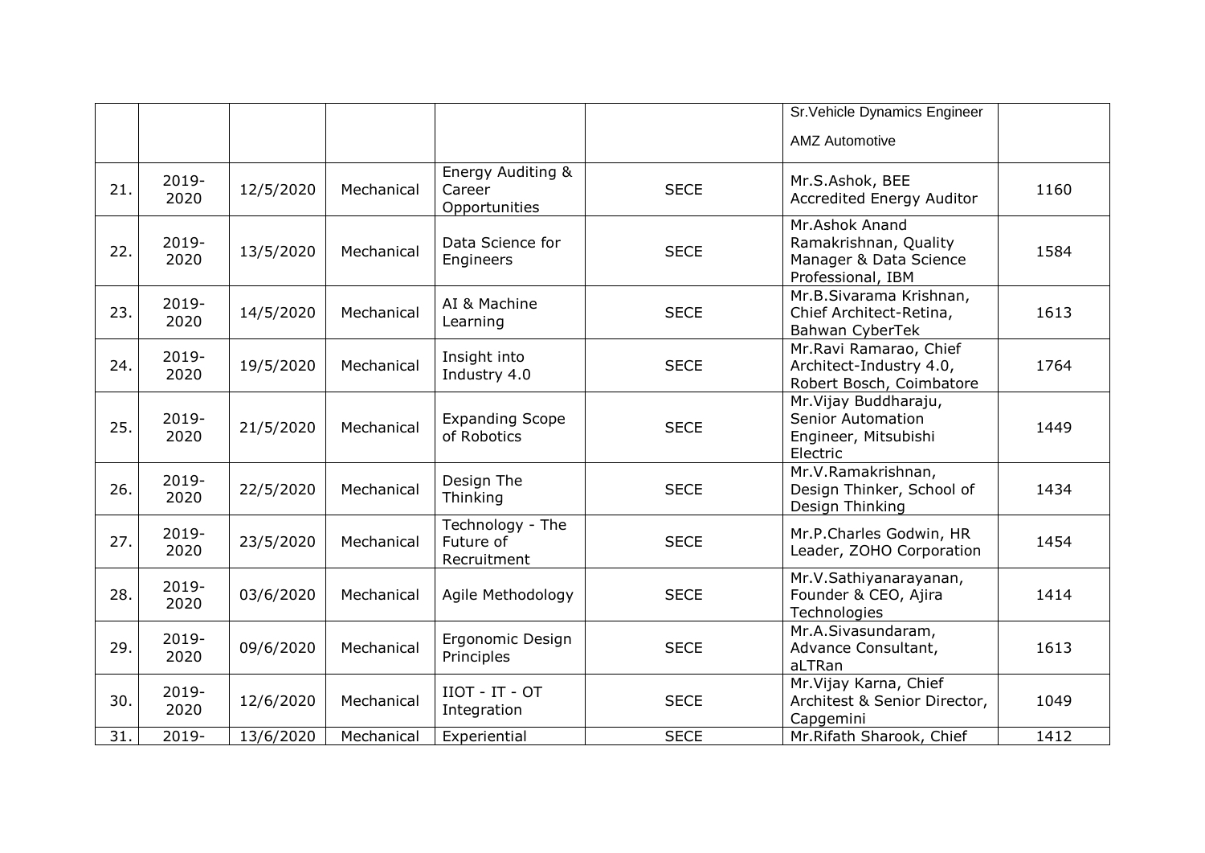| | | | | | | | |
|---|---|---|---|---|---|---|---|
| | | | | | | Sr.Vehicle Dynamics Engineer AMZ Automotive | |
| 21. | 2019-2020 | 12/5/2020 | Mechanical | Energy Auditing & Career Opportunities | SECE | Mr.S.Ashok, BEE Accredited Energy Auditor | 1160 |
| 22. | 2019-2020 | 13/5/2020 | Mechanical | Data Science for Engineers | SECE | Mr.Ashok Anand Ramakrishnan, Quality Manager & Data Science Professional, IBM | 1584 |
| 23. | 2019-2020 | 14/5/2020 | Mechanical | AI & Machine Learning | SECE | Mr.B.Sivarama Krishnan, Chief Architect-Retina, Bahwan CyberTek | 1613 |
| 24. | 2019-2020 | 19/5/2020 | Mechanical | Insight into Industry 4.0 | SECE | Mr.Ravi Ramarao, Chief Architect-Industry 4.0, Robert Bosch, Coimbatore | 1764 |
| 25. | 2019-2020 | 21/5/2020 | Mechanical | Expanding Scope of Robotics | SECE | Mr.Vijay Buddharaju, Senior Automation Engineer, Mitsubishi Electric | 1449 |
| 26. | 2019-2020 | 22/5/2020 | Mechanical | Design The Thinking | SECE | Mr.V.Ramakrishnan, Design Thinker, School of Design Thinking | 1434 |
| 27. | 2019-2020 | 23/5/2020 | Mechanical | Technology - The Future of Recruitment | SECE | Mr.P.Charles Godwin, HR Leader, ZOHO Corporation | 1454 |
| 28. | 2019-2020 | 03/6/2020 | Mechanical | Agile Methodology | SECE | Mr.V.Sathiyanarayanan, Founder & CEO, Ajira Technologies | 1414 |
| 29. | 2019-2020 | 09/6/2020 | Mechanical | Ergonomic Design Principles | SECE | Mr.A.Sivasundaram, Advance Consultant, aLTRan | 1613 |
| 30. | 2019-2020 | 12/6/2020 | Mechanical | IIOT - IT - OT Integration | SECE | Mr.Vijay Karna, Chief Architest & Senior Director, Capgemini | 1049 |
| 31. | 2019- | 13/6/2020 | Mechanical | Experiential | SECE | Mr.Rifath Sharook, Chief | 1412 |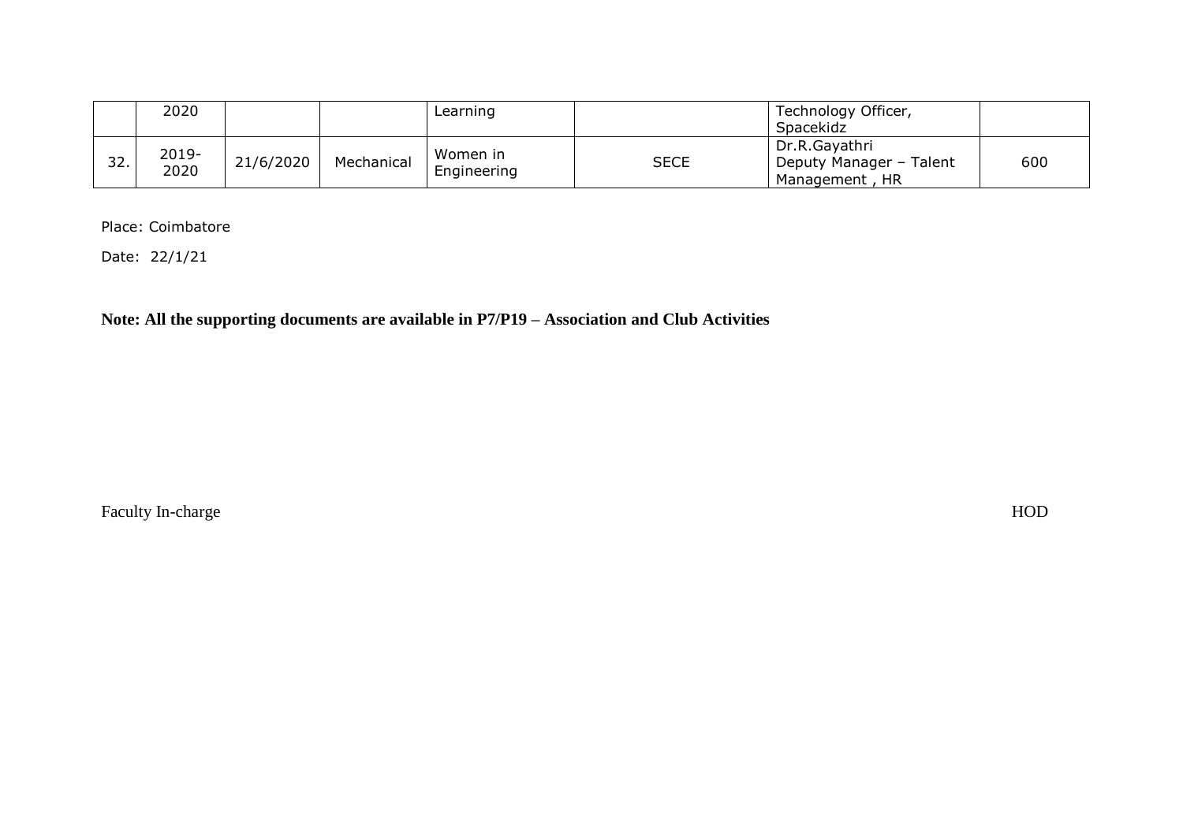| | | | | | | | |
|---|---|---|---|---|---|---|---|
| | 2020 | | | Learning | | Technology Officer, Spacekidz | |
| 32. | 2019-2020 | 21/6/2020 | Mechanical | Women in Engineering | SECE | Dr.R.Gayathri Deputy Manager – Talent Management , HR | 600 |

Place: Coimbatore

Date: 22/1/21

**Note: All the supporting documents are available in P7/P19 – Association and Club Activities**

Faculty In-charge HOD